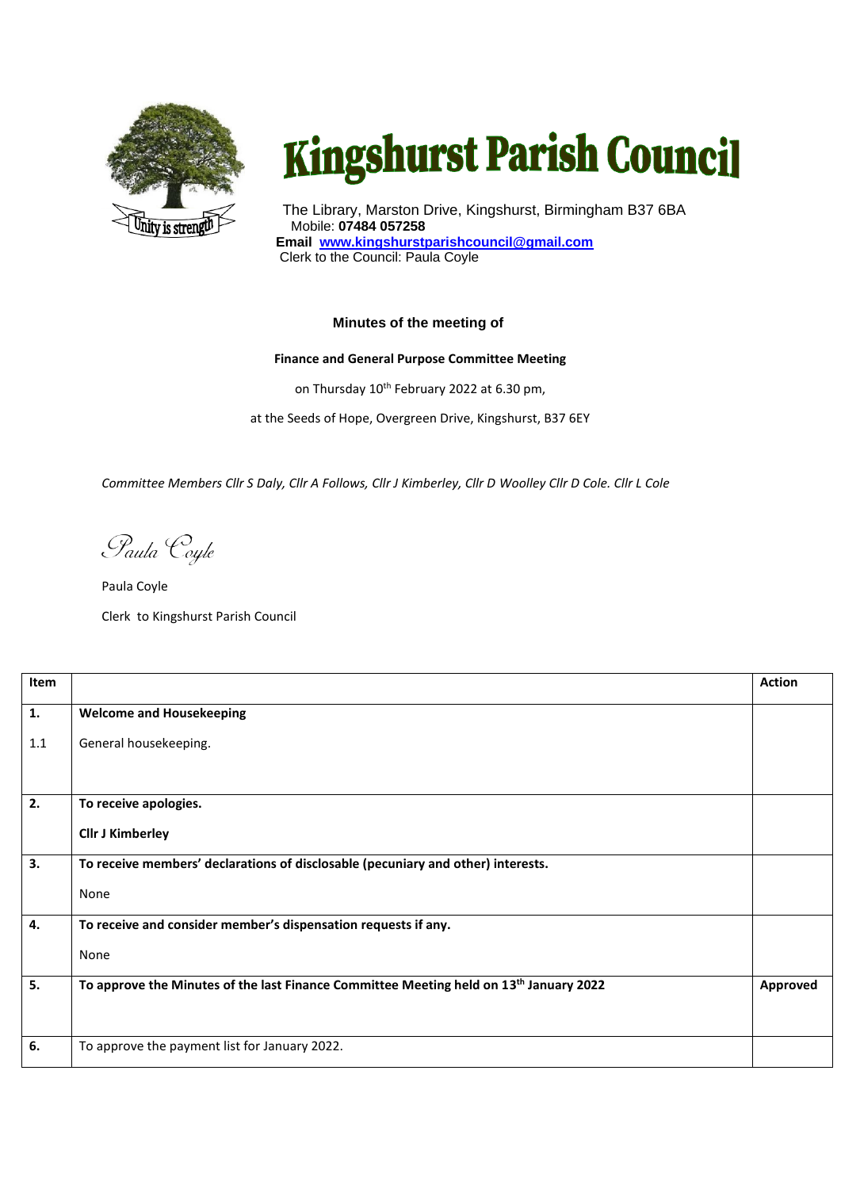# Kingshurst Parish Council

Unity is strength

The Library, Marston Drive, Kingshurst, Birmingham B37 6BA
Mobile: **07484 057258**
**Email [www.kingshurstparishcouncil@gmail.com](mailto:www.kingshurstparishcouncil@gmail.com)**
Clerk to the Council: Paula Coyle

### Minutes of the meeting of

**Finance and General Purpose Committee Meeting**

on Thursday 10th February 2022 at 6.30 pm,

at the Seeds of Hope, Overgreen Drive, Kingshurst, B37 6EY

*Committee Members Cllr S Daly, Cllr A Follows, Cllr J Kimberley, Cllr D Woolley Cllr D Cole. Cllr L Cole*

*Paula Coyle*

Paula Coyle

Clerk to Kingshurst Parish Council

| Item | | Action |
|---|---|---|
| **1.** | **Welcome and Housekeeping** | |
| 1.1 | General housekeeping. | |
| **2.** | **To receive apologies.**<br><br>**Cllr J Kimberley** | |
| **3.** | **To receive members' declarations of disclosable (pecuniary and other) interests.**<br><br>None | |
| **4.** | **To receive and consider member's dispensation requests if any.**<br><br>None | |
| **5.** | **To approve the Minutes of the last Finance Committee Meeting held on 13th January 2022** | **Approved** |
| **6.** | To approve the payment list for January 2022. | |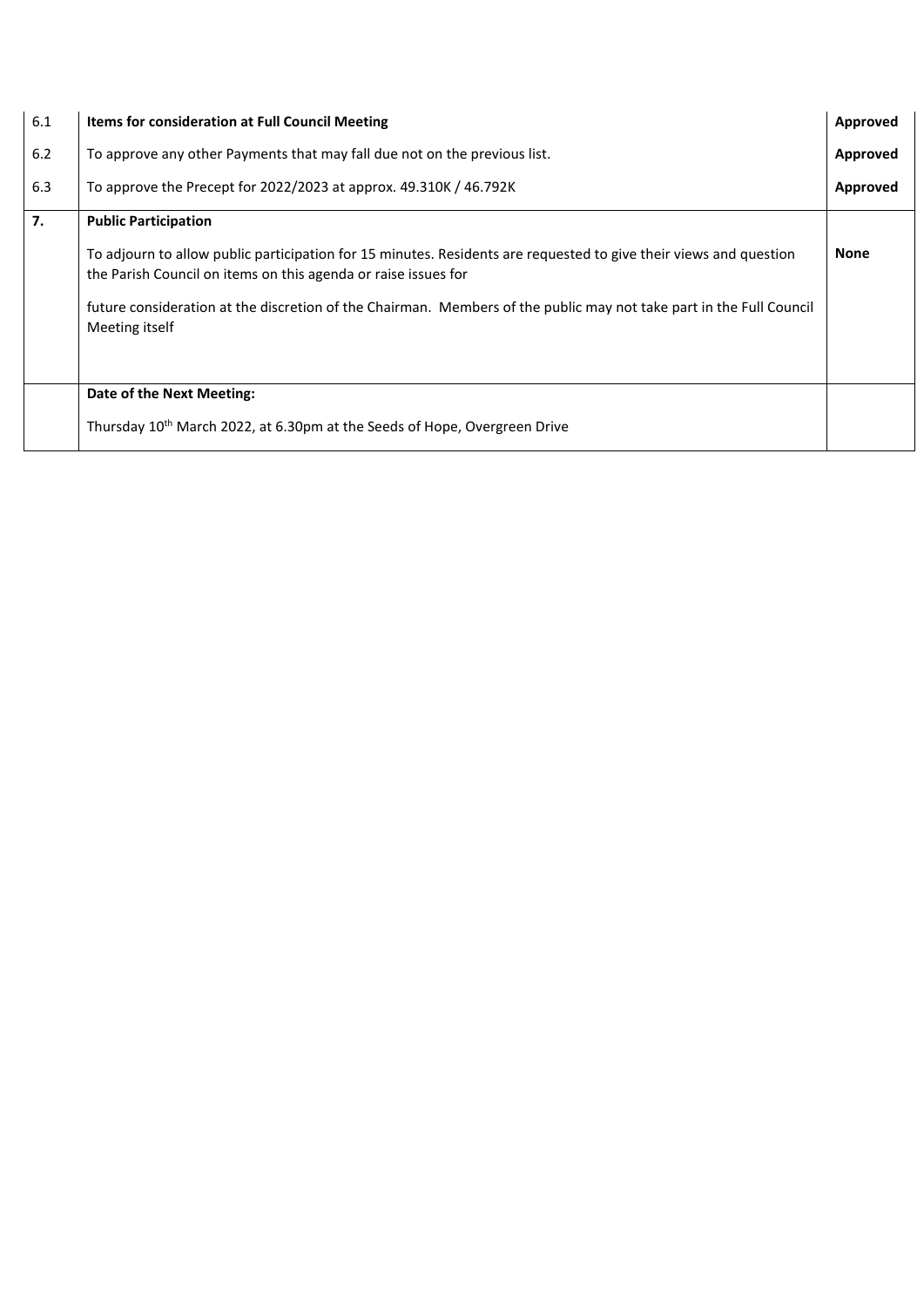| | | |
|---|---|---|
| 6.1 | **Items for consideration at Full Council Meeting** | **Approved** |
| 6.2 | To approve any other Payments that may fall due not on the previous list. | **Approved** |
| 6.3 | To approve the Precept for 2022/2023 at approx. 49.310K / 46.792K | **Approved** |
| **7.** | **Public Participation**<br><br>To adjourn to allow public participation for 15 minutes. Residents are requested to give their views and question the Parish Council on items on this agenda or raise issues for<br><br>future consideration at the discretion of the Chairman. Members of the public may not take part in the Full Council Meeting itself | **None** |
| | **Date of the Next Meeting:**<br><br>Thursday 10th March 2022, at 6.30pm at the Seeds of Hope, Overgreen Drive | |